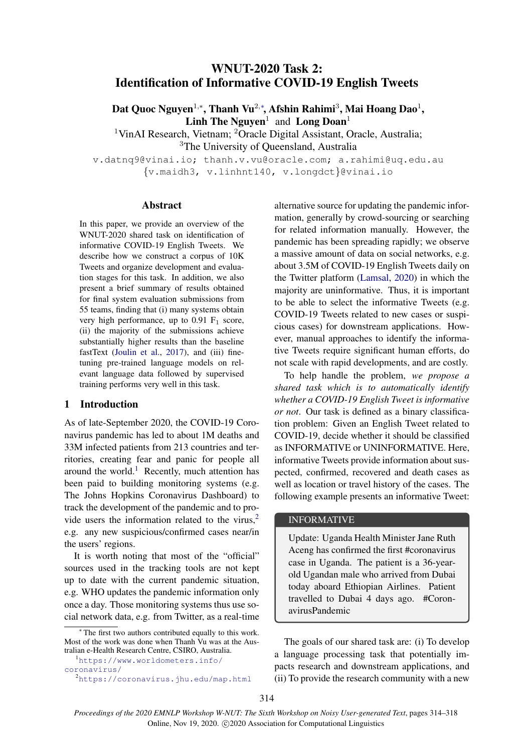# WNUT-2020 Task 2: Identification of Informative COVID-19 English Tweets

**Dat Quoc Nguyen**[1,*], **Thanh Vu**[2,*], **Afshin Rahimi**[3], **Mai Hoang Dao**[1], **Linh The Nguyen**[1] and **Long Doan**[1]

[1]VinAI Research, Vietnam; [2]Oracle Digital Assistant, Oracle, Australia;
[3]The University of Queensland, Australia

v.datnq9@vinai.io; thanh.v.vu@oracle.com; a.rahimi@uq.edu.au
{v.maidh3, v.linhnt140, v.longdct}@vinai.io

## Abstract

In this paper, we provide an overview of the WNUT-2020 shared task on identification of informative COVID-19 English Tweets. We describe how we construct a corpus of 10K Tweets and organize development and evaluation stages for this task. In addition, we also present a brief summary of results obtained for final system evaluation submissions from 55 teams, finding that (i) many systems obtain very high performance, up to 0.91 $F_1$ score, (ii) the majority of the submissions achieve substantially higher results than the baseline fastText (Joulin et al., 2017), and (iii) fine-tuning pre-trained language models on relevant language data followed by supervised training performs very well in this task.

## 1 Introduction

As of late-September 2020, the COVID-19 Coronavirus pandemic has led to about 1M deaths and 33M infected patients from 213 countries and territories, creating fear and panic for people all around the world.[1] Recently, much attention has been paid to building monitoring systems (e.g. The Johns Hopkins Coronavirus Dashboard) to track the development of the pandemic and to provide users the information related to the virus,[2] e.g. any new suspicious/confirmed cases near/in the users' regions.

It is worth noting that most of the "official" sources used in the tracking tools are not kept up to date with the current pandemic situation, e.g. WHO updates the pandemic information only once a day. Those monitoring systems thus use social network data, e.g. from Twitter, as a real-time alternative source for updating the pandemic information, generally by crowd-sourcing or searching for related information manually. However, the pandemic has been spreading rapidly; we observe a massive amount of data on social networks, e.g. about 3.5M of COVID-19 English Tweets daily on the Twitter platform (Lamsal, 2020) in which the majority are uninformative. Thus, it is important to be able to select the informative Tweets (e.g. COVID-19 Tweets related to new cases or suspicious cases) for downstream applications. However, manual approaches to identify the informative Tweets require significant human efforts, do not scale with rapid developments, and are costly.

To help handle the problem, *we propose a shared task which is to automatically identify whether a COVID-19 English Tweet is informative or not*. Our task is defined as a binary classification problem: Given an English Tweet related to COVID-19, decide whether it should be classified as INFORMATIVE or UNINFORMATIVE. Here, informative Tweets provide information about suspected, confirmed, recovered and death cases as well as location or travel history of the cases. The following example presents an informative Tweet:

> **INFORMATIVE**
>
> Update: Uganda Health Minister Jane Ruth Aceng has confirmed the first #coronavirus case in Uganda. The patient is a 36-year-old Ugandan male who arrived from Dubai today aboard Ethiopian Airlines. Patient travelled to Dubai 4 days ago. #CoronavirusPandemic

The goals of our shared task are: (i) To develop a language processing task that potentially impacts research and downstream applications, and (ii) To provide the research community with a new

---

[*] The first two authors contributed equally to this work. Most of the work was done when Thanh Vu was at the Australian e-Health Research Centre, CSIRO, Australia.

[1] https://www.worldometers.info/coronavirus/

[2] https://coronavirus.jhu.edu/map.html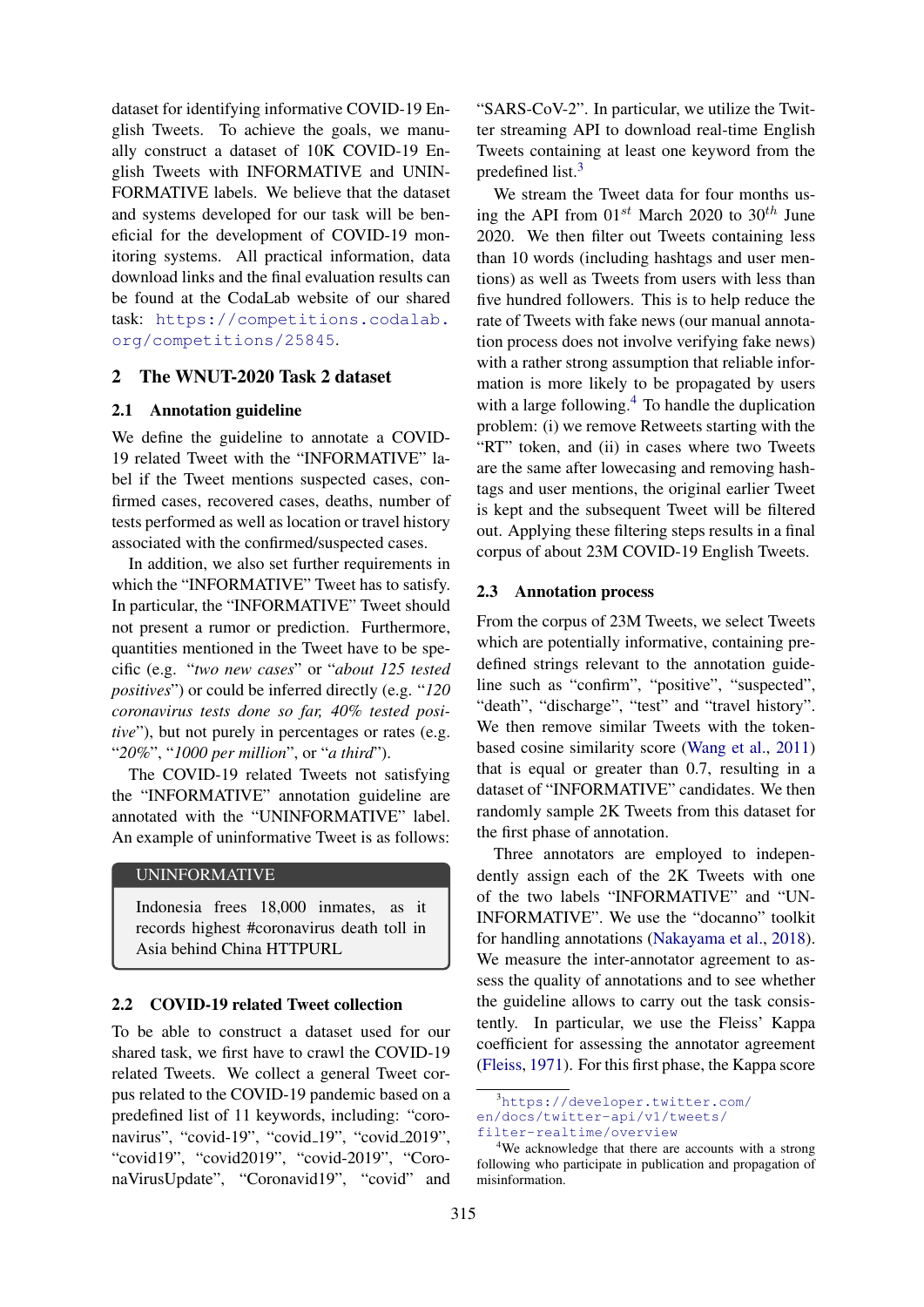dataset for identifying informative COVID-19 English Tweets. To achieve the goals, we manually construct a dataset of 10K COVID-19 English Tweets with INFORMATIVE and UNINFORMATIVE labels. We believe that the dataset and systems developed for our task will be beneficial for the development of COVID-19 monitoring systems. All practical information, data download links and the final evaluation results can be found at the CodaLab website of our shared task: https://competitions.codalab.org/competitions/25845.

## 2 The WNUT-2020 Task 2 dataset

### 2.1 Annotation guideline

We define the guideline to annotate a COVID-19 related Tweet with the "INFORMATIVE" label if the Tweet mentions suspected cases, confirmed cases, recovered cases, deaths, number of tests performed as well as location or travel history associated with the confirmed/suspected cases.

In addition, we also set further requirements in which the "INFORMATIVE" Tweet has to satisfy. In particular, the "INFORMATIVE" Tweet should not present a rumor or prediction. Furthermore, quantities mentioned in the Tweet have to be specific (e.g. "*two new cases*" or "*about 125 tested positives*") or could be inferred directly (e.g. "*120 coronavirus tests done so far, 40% tested positive*"), but not purely in percentages or rates (e.g. "*20%*", "*1000 per million*", or "*a third*").

The COVID-19 related Tweets not satisfying the "INFORMATIVE" annotation guideline are annotated with the "UNINFORMATIVE" label. An example of uninformative Tweet is as follows:

> UNINFORMATIVE
>
> Indonesia frees 18,000 inmates, as it records highest #coronavirus death toll in Asia behind China HTTPURL

### 2.2 COVID-19 related Tweet collection

To be able to construct a dataset used for our shared task, we first have to crawl the COVID-19 related Tweets. We collect a general Tweet corpus related to the COVID-19 pandemic based on a predefined list of 11 keywords, including: "coronavirus", "covid-19", "covid_19", "covid_2019", "covid19", "covid2019", "covid-2019", "CoronaVirusUpdate", "Coronavid19", "covid" and "SARS-CoV-2". In particular, we utilize the Twitter streaming API to download real-time English Tweets containing at least one keyword from the predefined list.[3]

We stream the Tweet data for four months using the API from $01^{st}$ March 2020 to $30^{th}$ June 2020. We then filter out Tweets containing less than 10 words (including hashtags and user mentions) as well as Tweets from users with less than five hundred followers. This is to help reduce the rate of Tweets with fake news (our manual annotation process does not involve verifying fake news) with a rather strong assumption that reliable information is more likely to be propagated by users with a large following.[4] To handle the duplication problem: (i) we remove Retweets starting with the "RT" token, and (ii) in cases where two Tweets are the same after lowecasing and removing hashtags and user mentions, the original earlier Tweet is kept and the subsequent Tweet will be filtered out. Applying these filtering steps results in a final corpus of about 23M COVID-19 English Tweets.

### 2.3 Annotation process

From the corpus of 23M Tweets, we select Tweets which are potentially informative, containing predefined strings relevant to the annotation guideline such as "confirm", "positive", "suspected", "death", "discharge", "test" and "travel history". We then remove similar Tweets with the token-based cosine similarity score (Wang et al., 2011) that is equal or greater than 0.7, resulting in a dataset of "INFORMATIVE" candidates. We then randomly sample 2K Tweets from this dataset for the first phase of annotation.

Three annotators are employed to independently assign each of the 2K Tweets with one of the two labels "INFORMATIVE" and "UNINFORMATIVE". We use the "docanno" toolkit for handling annotations (Nakayama et al., 2018). We measure the inter-annotator agreement to assess the quality of annotations and to see whether the guideline allows to carry out the task consistently. In particular, we use the Fleiss' Kappa coefficient for assessing the annotator agreement (Fleiss, 1971). For this first phase, the Kappa score

[3] https://developer.twitter.com/en/docs/twitter-api/v1/tweets/filter-realtime/overview

[4] We acknowledge that there are accounts with a strong following who participate in publication and propagation of misinformation.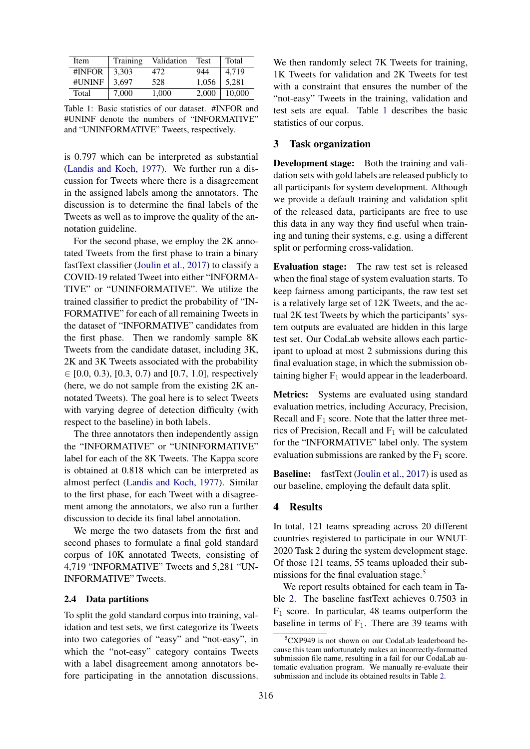| Item | Training | Validation | Test | Total |
|---|---|---|---|---|
| #INFOR | 3,303 | 472 | 944 | 4,719 |
| #UNINF | 3,697 | 528 | 1,056 | 5,281 |
| Total | 7,000 | 1,000 | 2,000 | 10,000 |

Table 1: Basic statistics of our dataset. #INFOR and #UNINF denote the numbers of "INFORMATIVE" and "UNINFORMATIVE" Tweets, respectively.

is 0.797 which can be interpreted as substantial (Landis and Koch, 1977). We further run a discussion for Tweets where there is a disagreement in the assigned labels among the annotators. The discussion is to determine the final labels of the Tweets as well as to improve the quality of the annotation guideline.

For the second phase, we employ the 2K annotated Tweets from the first phase to train a binary fastText classifier (Joulin et al., 2017) to classify a COVID-19 related Tweet into either "INFORMATIVE" or "UNINFORMATIVE". We utilize the trained classifier to predict the probability of "INFORMATIVE" for each of all remaining Tweets in the dataset of "INFORMATIVE" candidates from the first phase. Then we randomly sample 8K Tweets from the candidate dataset, including 3K, 2K and 3K Tweets associated with the probability $\in$ [0.0, 0.3), [0.3, 0.7) and [0.7, 1.0], respectively (here, we do not sample from the existing 2K annotated Tweets). The goal here is to select Tweets with varying degree of detection difficulty (with respect to the baseline) in both labels.

The three annotators then independently assign the "INFORMATIVE" or "UNINFORMATIVE" label for each of the 8K Tweets. The Kappa score is obtained at 0.818 which can be interpreted as almost perfect (Landis and Koch, 1977). Similar to the first phase, for each Tweet with a disagreement among the annotators, we also run a further discussion to decide its final label annotation.

We merge the two datasets from the first and second phases to formulate a final gold standard corpus of 10K annotated Tweets, consisting of 4,719 "INFORMATIVE" Tweets and 5,281 "UNINFORMATIVE" Tweets.

### 2.4 Data partitions

To split the gold standard corpus into training, validation and test sets, we first categorize its Tweets into two categories of "easy" and "not-easy", in which the "not-easy" category contains Tweets with a label disagreement among annotators before participating in the annotation discussions. We then randomly select 7K Tweets for training, 1K Tweets for validation and 2K Tweets for test with a constraint that ensures the number of the "not-easy" Tweets in the training, validation and test sets are equal. Table 1 describes the basic statistics of our corpus.

## 3 Task organization

**Development stage:** Both the training and validation sets with gold labels are released publicly to all participants for system development. Although we provide a default training and validation split of the released data, participants are free to use this data in any way they find useful when training and tuning their systems, e.g. using a different split or performing cross-validation.

**Evaluation stage:** The raw test set is released when the final stage of system evaluation starts. To keep fairness among participants, the raw test set is a relatively large set of 12K Tweets, and the actual 2K test Tweets by which the participants' system outputs are evaluated are hidden in this large test set. Our CodaLab website allows each participant to upload at most 2 submissions during this final evaluation stage, in which the submission obtaining higher $F_1$ would appear in the leaderboard.

**Metrics:** Systems are evaluated using standard evaluation metrics, including Accuracy, Precision, Recall and $F_1$ score. Note that the latter three metrics of Precision, Recall and $F_1$ will be calculated for the "INFORMATIVE" label only. The system evaluation submissions are ranked by the $F_1$ score.

**Baseline:** fastText (Joulin et al., 2017) is used as our baseline, employing the default data split.

## 4 Results

In total, 121 teams spreading across 20 different countries registered to participate in our WNUT-2020 Task 2 during the system development stage. Of those 121 teams, 55 teams uploaded their submissions for the final evaluation stage.[5]

We report results obtained for each team in Table 2. The baseline fastText achieves 0.7503 in $F_1$ score. In particular, 48 teams outperform the baseline in terms of $F_1$. There are 39 teams with

[5] CXP949 is not shown on our CodaLab leaderboard because this team unfortunately makes an incorrectly-formatted submission file name, resulting in a fail for our CodaLab automatic evaluation program. We manually re-evaluate their submission and include its obtained results in Table 2.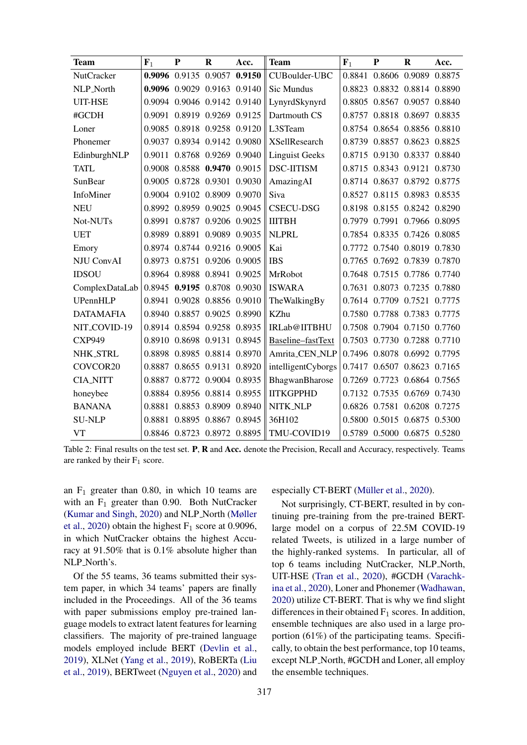| Team | $F_1$ | P | R | Acc. | Team | $F_1$ | P | R | Acc. |
|---|---|---|---|---|---|---|---|---|---|
| NutCracker | **0.9096** | 0.9135 | 0.9057 | **0.9150** | CUBoulder-UBC | 0.8841 | 0.8606 | 0.9089 | 0.8875 |
| NLP_North | **0.9096** | 0.9029 | 0.9163 | 0.9140 | Sic Mundus | 0.8823 | 0.8832 | 0.8814 | 0.8890 |
| UIT-HSE | 0.9094 | 0.9046 | 0.9142 | 0.9140 | LynyrdSkynyrd | 0.8805 | 0.8567 | 0.9057 | 0.8840 |
| #GCDH | 0.9091 | 0.8919 | 0.9269 | 0.9125 | Dartmouth CS | 0.8757 | 0.8818 | 0.8697 | 0.8835 |
| Loner | 0.9085 | 0.8918 | 0.9258 | 0.9120 | L3STeam | 0.8754 | 0.8654 | 0.8856 | 0.8810 |
| Phonemer | 0.9037 | 0.8934 | 0.9142 | 0.9080 | XSellResearch | 0.8739 | 0.8857 | 0.8623 | 0.8825 |
| EdinburghNLP | 0.9011 | 0.8768 | 0.9269 | 0.9040 | Linguist Geeks | 0.8715 | 0.9130 | 0.8337 | 0.8840 |
| TATL | 0.9008 | 0.8588 | **0.9470** | 0.9015 | DSC-IITISM | 0.8715 | 0.8343 | 0.9121 | 0.8730 |
| SunBear | 0.9005 | 0.8728 | 0.9301 | 0.9030 | AmazingAI | 0.8714 | 0.8637 | 0.8792 | 0.8775 |
| InfoMiner | 0.9004 | 0.9102 | 0.8909 | 0.9070 | Siva | 0.8527 | 0.8115 | 0.8983 | 0.8535 |
| NEU | 0.8992 | 0.8959 | 0.9025 | 0.9045 | CSECU-DSG | 0.8198 | 0.8155 | 0.8242 | 0.8290 |
| Not-NUTs | 0.8991 | 0.8787 | 0.9206 | 0.9025 | IIITBH | 0.7979 | 0.7991 | 0.7966 | 0.8095 |
| UET | 0.8989 | 0.8891 | 0.9089 | 0.9035 | NLPRL | 0.7854 | 0.8335 | 0.7426 | 0.8085 |
| Emory | 0.8974 | 0.8744 | 0.9216 | 0.9005 | Kai | 0.7772 | 0.7540 | 0.8019 | 0.7830 |
| NJU ConvAI | 0.8973 | 0.8751 | 0.9206 | 0.9005 | IBS | 0.7765 | 0.7692 | 0.7839 | 0.7870 |
| IDSOU | 0.8964 | 0.8988 | 0.8941 | 0.9025 | MrRobot | 0.7648 | 0.7515 | 0.7786 | 0.7740 |
| ComplexDataLab | 0.8945 | **0.9195** | 0.8708 | 0.9030 | ISWARA | 0.7631 | 0.8073 | 0.7235 | 0.7880 |
| UPennHLP | 0.8941 | 0.9028 | 0.8856 | 0.9010 | TheWalkingBy | 0.7614 | 0.7709 | 0.7521 | 0.7775 |
| DATAMAFIA | 0.8940 | 0.8857 | 0.9025 | 0.8990 | KZhu | 0.7580 | 0.7788 | 0.7383 | 0.7775 |
| NIT_COVID-19 | 0.8914 | 0.8594 | 0.9258 | 0.8935 | IRLab@IITBHU | 0.7508 | 0.7904 | 0.7150 | 0.7760 |
| CXP949 | 0.8910 | 0.8698 | 0.9131 | 0.8945 | Baseline–fastText | 0.7503 | 0.7730 | 0.7288 | 0.7710 |
| NHK_STRL | 0.8898 | 0.8985 | 0.8814 | 0.8970 | Amrita_CEN_NLP | 0.7496 | 0.8078 | 0.6992 | 0.7795 |
| COVCOR20 | 0.8887 | 0.8655 | 0.9131 | 0.8920 | intelligentCyborgs | 0.7417 | 0.6507 | 0.8623 | 0.7165 |
| CIA_NITT | 0.8887 | 0.8772 | 0.9004 | 0.8935 | BhagwanBharose | 0.7269 | 0.7723 | 0.6864 | 0.7565 |
| honeybee | 0.8884 | 0.8956 | 0.8814 | 0.8955 | IITKGPPHD | 0.7132 | 0.7535 | 0.6769 | 0.7430 |
| BANANA | 0.8881 | 0.8853 | 0.8909 | 0.8940 | NITK_NLP | 0.6826 | 0.7581 | 0.6208 | 0.7275 |
| SU-NLP | 0.8881 | 0.8895 | 0.8867 | 0.8945 | 36H102 | 0.5800 | 0.5015 | 0.6875 | 0.5300 |
| VT | 0.8846 | 0.8723 | 0.8972 | 0.8895 | TMU-COVID19 | 0.5789 | 0.5000 | 0.6875 | 0.5280 |

Table 2: Final results on the test set. **P**, **R** and **Acc.** denote the Precision, Recall and Accuracy, respectively. Teams are ranked by their $F_1$ score.

an $F_1$ greater than 0.80, in which 10 teams are with an $F_1$ greater than 0.90. Both NutCracker (Kumar and Singh, 2020) and NLP_North (Møller et al., 2020) obtain the highest $F_1$ score at 0.9096, in which NutCracker obtains the highest Accuracy at 91.50% that is 0.1% absolute higher than NLP_North's.

Of the 55 teams, 36 teams submitted their system paper, in which 34 teams' papers are finally included in the Proceedings. All of the 36 teams with paper submissions employ pre-trained language models to extract latent features for learning classifiers. The majority of pre-trained language models employed include BERT (Devlin et al., 2019), XLNet (Yang et al., 2019), RoBERTa (Liu et al., 2019), BERTweet (Nguyen et al., 2020) and especially CT-BERT (Müller et al., 2020).

Not surprisingly, CT-BERT, resulted in by continuing pre-training from the pre-trained BERT-large model on a corpus of 22.5M COVID-19 related Tweets, is utilized in a large number of the highly-ranked systems. In particular, all of top 6 teams including NutCracker, NLP_North, UIT-HSE (Tran et al., 2020), #GCDH (Varachkina et al., 2020), Loner and Phonemer (Wadhawan, 2020) utilize CT-BERT. That is why we find slight differences in their obtained $F_1$ scores. In addition, ensemble techniques are also used in a large proportion (61%) of the participating teams. Specifically, to obtain the best performance, top 10 teams, except NLP_North, #GCDH and Loner, all employ the ensemble techniques.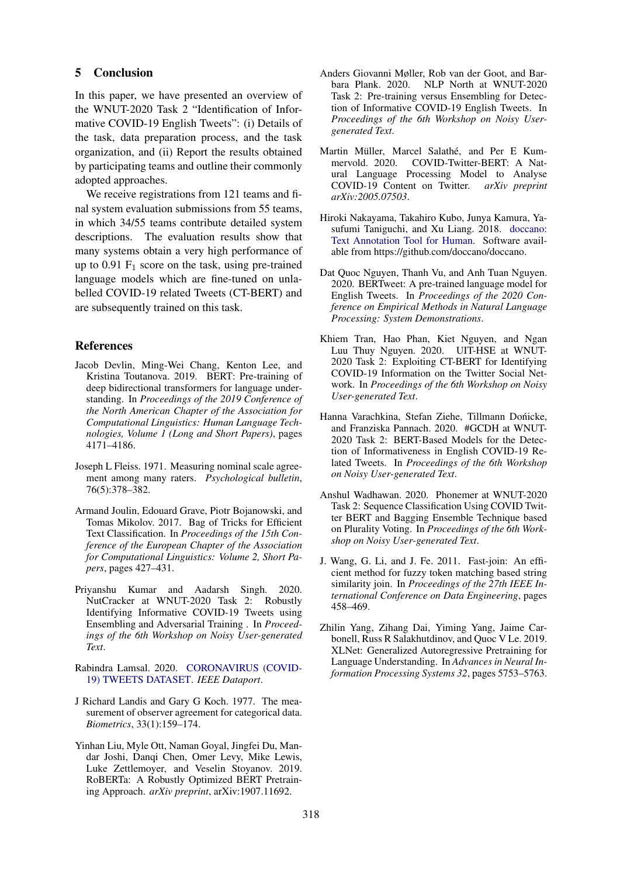## 5 Conclusion

In this paper, we have presented an overview of the WNUT-2020 Task 2 "Identification of Informative COVID-19 English Tweets": (i) Details of the task, data preparation process, and the task organization, and (ii) Report the results obtained by participating teams and outline their commonly adopted approaches.

We receive registrations from 121 teams and final system evaluation submissions from 55 teams, in which 34/55 teams contribute detailed system descriptions. The evaluation results show that many systems obtain a very high performance of up to 0.91 $F_1$ score on the task, using pre-trained language models which are fine-tuned on unlabelled COVID-19 related Tweets (CT-BERT) and are subsequently trained on this task.

## References

Jacob Devlin, Ming-Wei Chang, Kenton Lee, and Kristina Toutanova. 2019. BERT: Pre-training of deep bidirectional transformers for language understanding. In *Proceedings of the 2019 Conference of the North American Chapter of the Association for Computational Linguistics: Human Language Technologies, Volume 1 (Long and Short Papers)*, pages 4171–4186.

Joseph L Fleiss. 1971. Measuring nominal scale agreement among many raters. *Psychological bulletin*, 76(5):378–382.

Armand Joulin, Edouard Grave, Piotr Bojanowski, and Tomas Mikolov. 2017. Bag of Tricks for Efficient Text Classification. In *Proceedings of the 15th Conference of the European Chapter of the Association for Computational Linguistics: Volume 2, Short Papers*, pages 427–431.

Priyanshu Kumar and Aadarsh Singh. 2020. NutCracker at WNUT-2020 Task 2: Robustly Identifying Informative COVID-19 Tweets using Ensembling and Adversarial Training . In *Proceedings of the 6th Workshop on Noisy User-generated Text*.

Rabindra Lamsal. 2020. CORONAVIRUS (COVID-19) TWEETS DATASET. *IEEE Dataport*.

J Richard Landis and Gary G Koch. 1977. The measurement of observer agreement for categorical data. *Biometrics*, 33(1):159–174.

Yinhan Liu, Myle Ott, Naman Goyal, Jingfei Du, Mandar Joshi, Danqi Chen, Omer Levy, Mike Lewis, Luke Zettlemoyer, and Veselin Stoyanov. 2019. RoBERTa: A Robustly Optimized BERT Pretraining Approach. *arXiv preprint*, arXiv:1907.11692.

Anders Giovanni Møller, Rob van der Goot, and Barbara Plank. 2020. NLP North at WNUT-2020 Task 2: Pre-training versus Ensembling for Detection of Informative COVID-19 English Tweets. In *Proceedings of the 6th Workshop on Noisy User-generated Text*.

Martin Müller, Marcel Salathé, and Per E Kummervold. 2020. COVID-Twitter-BERT: A Natural Language Processing Model to Analyse COVID-19 Content on Twitter. *arXiv preprint arXiv:2005.07503*.

Hiroki Nakayama, Takahiro Kubo, Junya Kamura, Yasufumi Taniguchi, and Xu Liang. 2018. doccano: Text Annotation Tool for Human. Software available from https://github.com/doccano/doccano.

Dat Quoc Nguyen, Thanh Vu, and Anh Tuan Nguyen. 2020. BERTweet: A pre-trained language model for English Tweets. In *Proceedings of the 2020 Conference on Empirical Methods in Natural Language Processing: System Demonstrations*.

Khiem Tran, Hao Phan, Kiet Nguyen, and Ngan Luu Thuy Nguyen. 2020. UIT-HSE at WNUT-2020 Task 2: Exploiting CT-BERT for Identifying COVID-19 Information on the Twitter Social Network. In *Proceedings of the 6th Workshop on Noisy User-generated Text*.

Hanna Varachkina, Stefan Ziehe, Tillmann Dońicke, and Franziska Pannach. 2020. #GCDH at WNUT-2020 Task 2: BERT-Based Models for the Detection of Informativeness in English COVID-19 Related Tweets. In *Proceedings of the 6th Workshop on Noisy User-generated Text*.

Anshul Wadhawan. 2020. Phonemer at WNUT-2020 Task 2: Sequence Classification Using COVID Twitter BERT and Bagging Ensemble Technique based on Plurality Voting. In *Proceedings of the 6th Workshop on Noisy User-generated Text*.

J. Wang, G. Li, and J. Fe. 2011. Fast-join: An efficient method for fuzzy token matching based string similarity join. In *Proceedings of the 27th IEEE International Conference on Data Engineering*, pages 458–469.

Zhilin Yang, Zihang Dai, Yiming Yang, Jaime Carbonell, Russ R Salakhutdinov, and Quoc V Le. 2019. XLNet: Generalized Autoregressive Pretraining for Language Understanding. In *Advances in Neural Information Processing Systems 32*, pages 5753–5763.